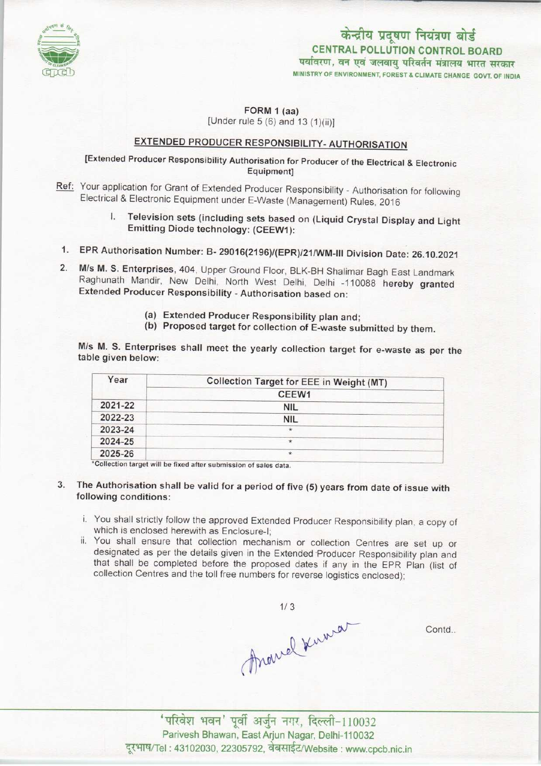केन्द्रीय प्रदूषण नियंत्रण बोर्ड
**CENTRAL POLLUTION CONTROL BOARD**
पर्यावरण, वन एवं जलवायु परिवर्तन मंत्रालय भारत सरकार
MINISTRY OF ENVIRONMENT, FOREST & CLIMATE CHANGE GOVT. OF INDIA

**FORM 1 (aa)**
[Under rule 5 (6) and 13 (1)(ii)]

## EXTENDED PRODUCER RESPONSIBILITY- AUTHORISATION

**[Extended Producer Responsibility Authorisation for Producer of the Electrical & Electronic Equipment]**

Ref: Your application for Grant of Extended Producer Responsibility - Authorisation for following Electrical & Electronic Equipment under E-Waste (Management) Rules, 2016

I. **Television sets (including sets based on (Liquid Crystal Display and Light Emitting Diode technology: (CEEW1):**

1. **EPR Authorisation Number: B- 29016(2196)/(EPR)/21/WM-III Division Date: 26.10.2021**
2. **M/s M. S. Enterprises**, 404, Upper Ground Floor, BLK-BH Shalimar Bagh East Landmark Raghunath Mandir, New Delhi, North West Delhi, Delhi -110088 **hereby granted Extended Producer Responsibility** - Authorisation based on:
   - **(a) Extended Producer Responsibility plan and;**
   - **(b) Proposed target for collection of E-waste submitted by them.**

M/s M. S. Enterprises shall meet the yearly collection target for e-waste as per the table given below:

| Year | Collection Target for EEE in Weight (MT) |
|---|---|
| | CEEW1 |
| 2021-22 | NIL |
| 2022-23 | NIL |
| 2023-24 | * |
| 2024-25 | * |
| 2025-26 | * |

*Collection target will be fixed after submission of sales data.

3. **The Authorisation shall be valid for a period of five (5) years from date of issue with following conditions:**
   i. You shall strictly follow the approved Extended Producer Responsibility plan, a copy of which is enclosed herewith as Enclosure-I;
   ii. You shall ensure that collection mechanism or collection Centres are set up or designated as per the details given in the Extended Producer Responsibility plan and that shall be completed before the proposed dates if any in the EPR Plan (list of collection Centres and the toll free numbers for reverse logistics enclosed);

Contd..

'परिवेश भवन' पूर्वी अर्जुन नगर, दिल्ली-110032
Parivesh Bhawan, East Arjun Nagar, Delhi-110032
दूरभाष/Tel : 43102030, 22305792, वेबसाईट/Website : www.cpcb.nic.in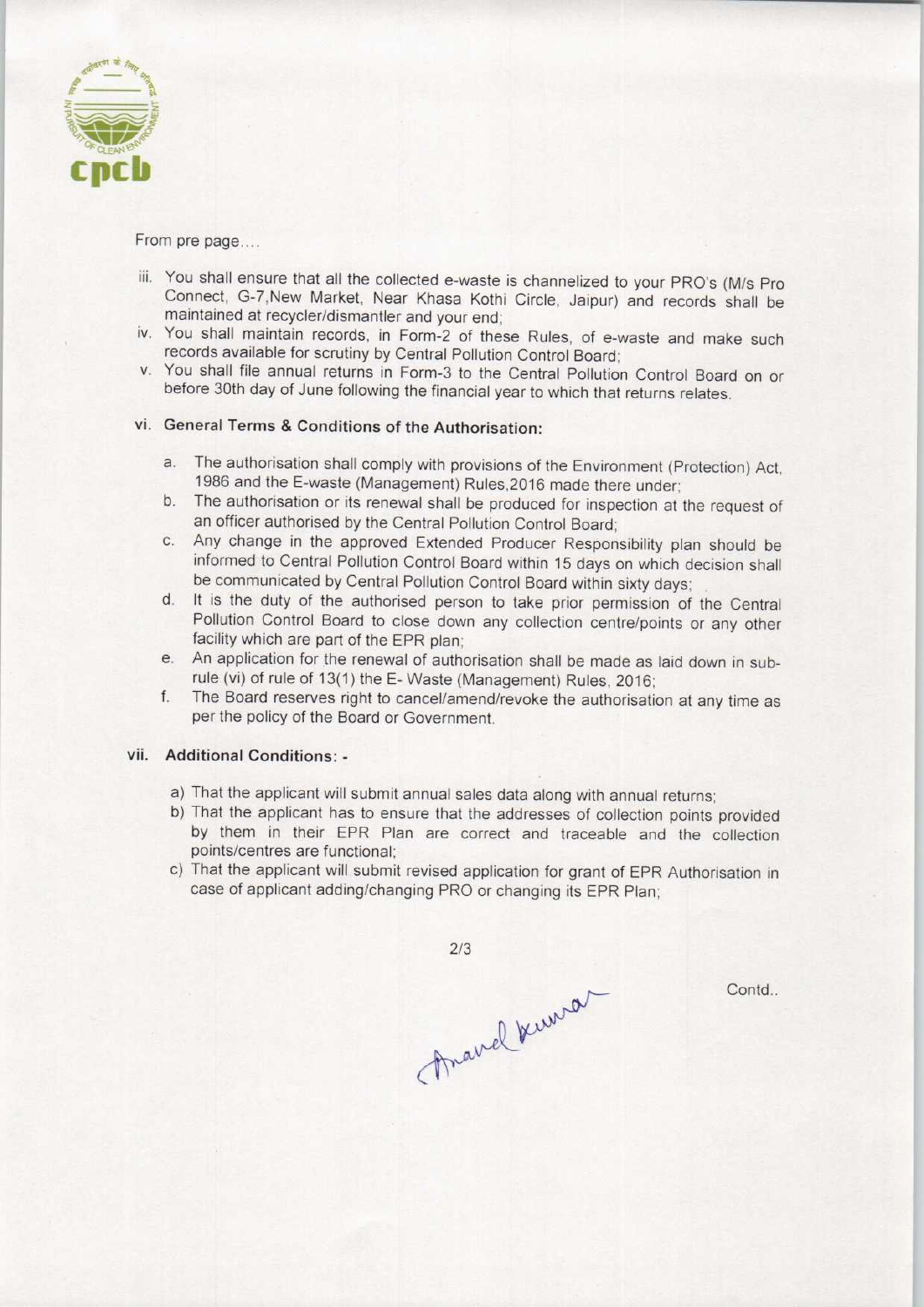From pre page....

iii. You shall ensure that all the collected e-waste is channelized to your PRO's (M/s Pro Connect, G-7,New Market, Near Khasa Kothi Circle, Jaipur) and records shall be maintained at recycler/dismantler and your end;

iv. You shall maintain records, in Form-2 of these Rules, of e-waste and make such records available for scrutiny by Central Pollution Control Board;

v. You shall file annual returns in Form-3 to the Central Pollution Control Board on or before 30th day of June following the financial year to which that returns relates.

vi. **General Terms & Conditions of the Authorisation:**

a. The authorisation shall comply with provisions of the Environment (Protection) Act, 1986 and the E-waste (Management) Rules,2016 made there under;

b. The authorisation or its renewal shall be produced for inspection at the request of an officer authorised by the Central Pollution Control Board;

c. Any change in the approved Extended Producer Responsibility plan should be informed to Central Pollution Control Board within 15 days on which decision shall be communicated by Central Pollution Control Board within sixty days;

d. It is the duty of the authorised person to take prior permission of the Central Pollution Control Board to close down any collection centre/points or any other facility which are part of the EPR plan;

e. An application for the renewal of authorisation shall be made as laid down in sub-rule (vi) of rule of 13(1) the E- Waste (Management) Rules, 2016;

f. The Board reserves right to cancel/amend/revoke the authorisation at any time as per the policy of the Board or Government.

vii. **Additional Conditions: -**

a) That the applicant will submit annual sales data along with annual returns;

b) That the applicant has to ensure that the addresses of collection points provided by them in their EPR Plan are correct and traceable and the collection points/centres are functional;

c) That the applicant will submit revised application for grant of EPR Authorisation in case of applicant adding/changing PRO or changing its EPR Plan;

Anand Kumar

Contd..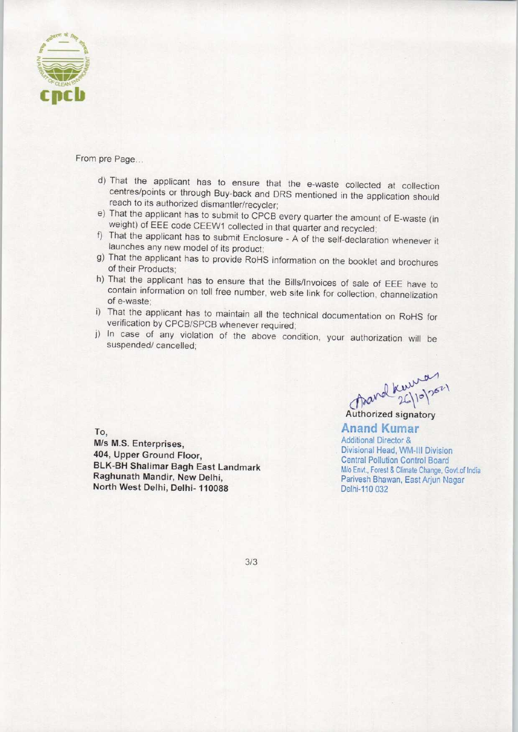From pre Page...

d) That the applicant has to ensure that the e-waste collected at collection centres/points or through Buy-back and DRS mentioned in the application should reach to its authorized dismantler/recycler;

e) That the applicant has to submit to CPCB every quarter the amount of E-waste (in weight) of EEE code CEEW1 collected in that quarter and recycled;

f) That the applicant has to submit Enclosure - A of the self-declaration whenever it launches any new model of its product;

g) That the applicant has to provide RoHS information on the booklet and brochures of their Products;

h) That the applicant has to ensure that the Bills/Invoices of sale of EEE have to contain information on toll free number, web site link for collection, channelization of e-waste;

i) That the applicant has to maintain all the technical documentation on RoHS for verification by CPCB/SPCB whenever required;

j) In case of any violation of the above condition, your authorization will be suspended/ cancelled;

Anand Kumar 26/10/2021

Authorized signatory

**Anand Kumar**
Additional Director &
Divisional Head, WM-III Division
Central Pollution Control Board
M/o Envt., Forest & Climate Change, Govt.of India
Parivesh Bhawan, East Arjun Nagar
Delhi-110 032

To,
**M/s M.S. Enterprises,**
**404, Upper Ground Floor,**
**BLK-BH Shalimar Bagh East Landmark**
**Raghunath Mandir, New Delhi,**
**North West Delhi, Delhi- 110088**